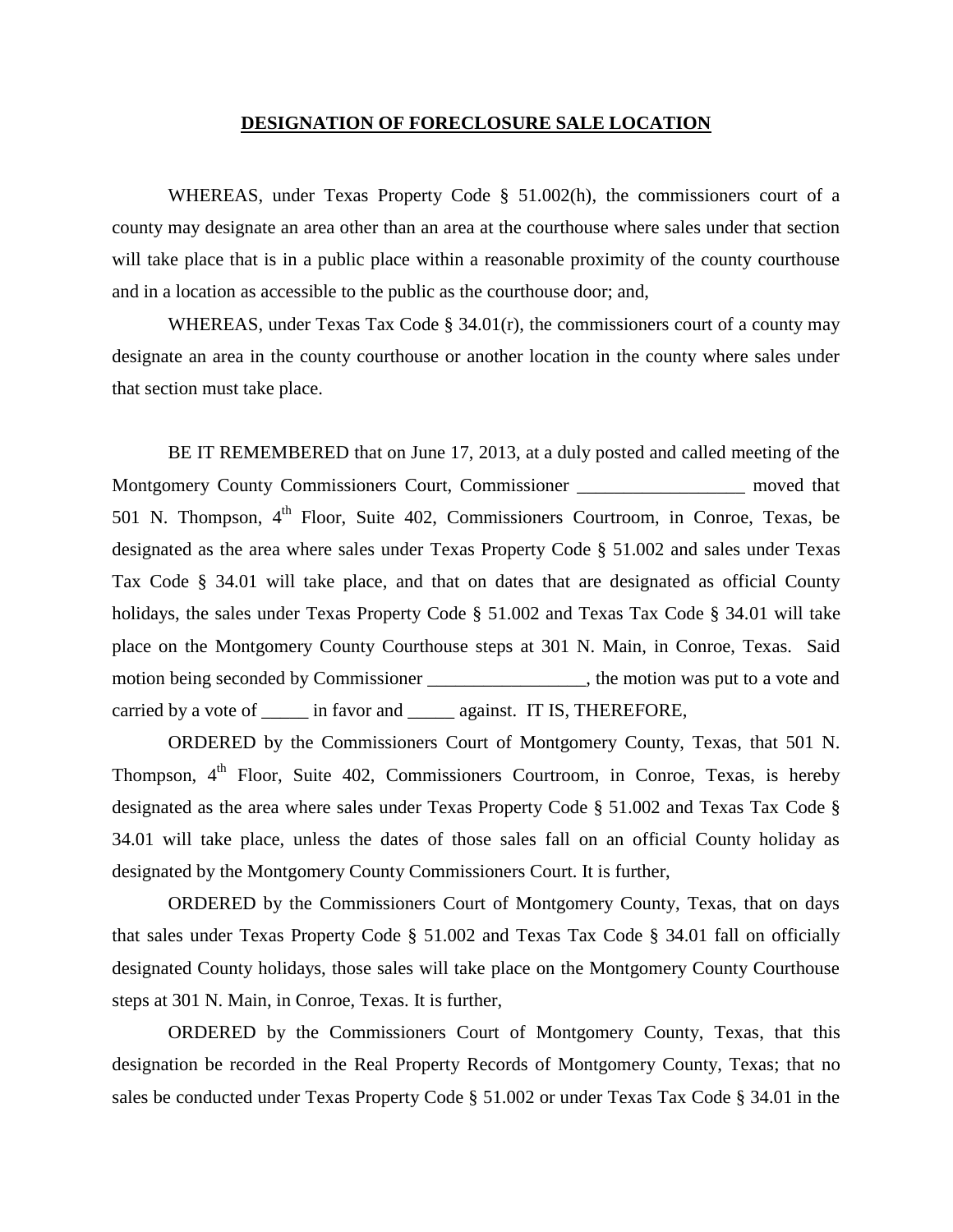# DESIGNATION OF FORECLOSURE SALE LOCATION

WHEREAS, under Texas Property Code § 51.002(h), the commissioners court of a county may designate an area other than an area at the courthouse where sales under that section will take place that is in a public place within a reasonable proximity of the county courthouse and in a location as accessible to the public as the courthouse door; and,

WHEREAS, under Texas Tax Code § 34.01(r), the commissioners court of a county may designate an area in the county courthouse or another location in the county where sales under that section must take place.

BE IT REMEMBERED that on June 17, 2013, at a duly posted and called meeting of the Montgomery County Commissioners Court, Commissioner __________________ moved that 501 N. Thompson, 4th Floor, Suite 402, Commissioners Courtroom, in Conroe, Texas, be designated as the area where sales under Texas Property Code § 51.002 and sales under Texas Tax Code § 34.01 will take place, and that on dates that are designated as official County holidays, the sales under Texas Property Code § 51.002 and Texas Tax Code § 34.01 will take place on the Montgomery County Courthouse steps at 301 N. Main, in Conroe, Texas. Said motion being seconded by Commissioner _________________, the motion was put to a vote and carried by a vote of _____ in favor and _____ against. IT IS, THEREFORE,

ORDERED by the Commissioners Court of Montgomery County, Texas, that 501 N. Thompson, 4th Floor, Suite 402, Commissioners Courtroom, in Conroe, Texas, is hereby designated as the area where sales under Texas Property Code § 51.002 and Texas Tax Code § 34.01 will take place, unless the dates of those sales fall on an official County holiday as designated by the Montgomery County Commissioners Court. It is further,

ORDERED by the Commissioners Court of Montgomery County, Texas, that on days that sales under Texas Property Code § 51.002 and Texas Tax Code § 34.01 fall on officially designated County holidays, those sales will take place on the Montgomery County Courthouse steps at 301 N. Main, in Conroe, Texas. It is further,

ORDERED by the Commissioners Court of Montgomery County, Texas, that this designation be recorded in the Real Property Records of Montgomery County, Texas; that no sales be conducted under Texas Property Code § 51.002 or under Texas Tax Code § 34.01 in the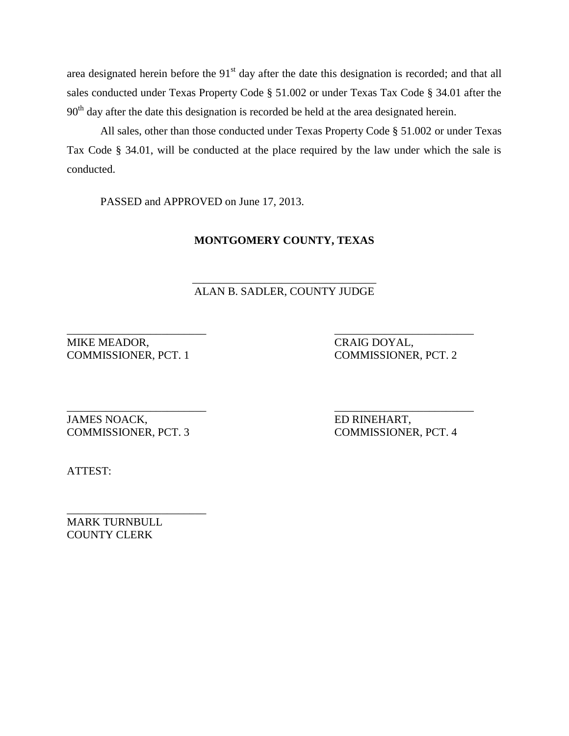area designated herein before the 91st day after the date this designation is recorded; and that all sales conducted under Texas Property Code § 51.002 or under Texas Tax Code § 34.01 after the 90th day after the date this designation is recorded be held at the area designated herein.

All sales, other than those conducted under Texas Property Code § 51.002 or under Texas Tax Code § 34.01, will be conducted at the place required by the law under which the sale is conducted.

PASSED and APPROVED on June 17, 2013.

**MONTGOMERY COUNTY, TEXAS**

\_\_\_\_\_\_\_\_\_\_\_\_\_\_\_\_\_\_\_\_\_\_\_\_\_\_\_\_\_\_\_\_\_\_
ALAN B. SADLER, COUNTY JUDGE

\_\_\_\_\_\_\_\_\_\_\_\_\_\_\_\_\_\_\_\_\_\_\_\_\_\_
MIKE MEADOR,
COMMISSIONER, PCT. 1

\_\_\_\_\_\_\_\_\_\_\_\_\_\_\_\_\_\_\_\_\_\_\_\_\_\_
CRAIG DOYAL,
COMMISSIONER, PCT. 2

\_\_\_\_\_\_\_\_\_\_\_\_\_\_\_\_\_\_\_\_\_\_\_\_\_\_
JAMES NOACK,
COMMISSIONER, PCT. 3

\_\_\_\_\_\_\_\_\_\_\_\_\_\_\_\_\_\_\_\_\_\_\_\_\_\_
ED RINEHART,
COMMISSIONER, PCT. 4

ATTEST:

\_\_\_\_\_\_\_\_\_\_\_\_\_\_\_\_\_\_\_\_\_\_\_\_\_\_
MARK TURNBULL
COUNTY CLERK